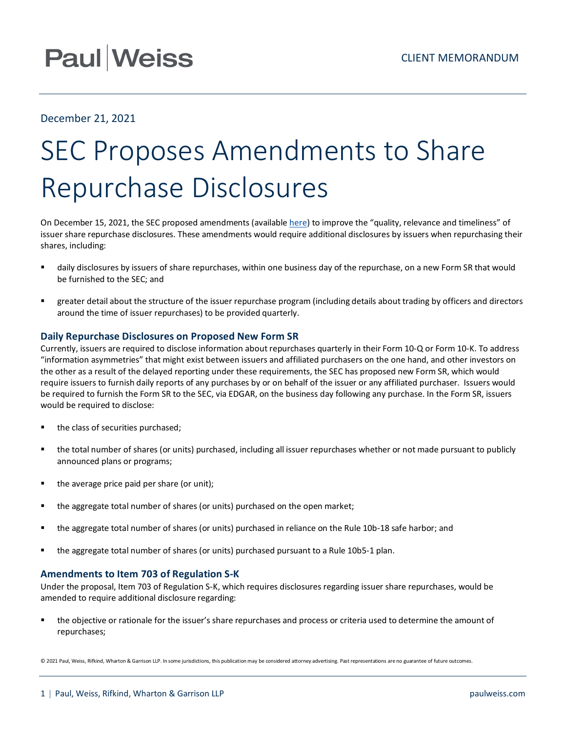Paul|Weiss

CLIENT MEMORANDUM

December 21, 2021

# SEC Proposes Amendments to Share Repurchase Disclosures

On December 15, 2021, the SEC proposed amendments (available here) to improve the "quality, relevance and timeliness" of issuer share repurchase disclosures. These amendments would require additional disclosures by issuers when repurchasing their shares, including:

- daily disclosures by issuers of share repurchases, within one business day of the repurchase, on a new Form SR that would be furnished to the SEC; and
- greater detail about the structure of the issuer repurchase program (including details about trading by officers and directors around the time of issuer repurchases) to be provided quarterly.

### Daily Repurchase Disclosures on Proposed New Form SR

Currently, issuers are required to disclose information about repurchases quarterly in their Form 10-Q or Form 10-K. To address "information asymmetries" that might exist between issuers and affiliated purchasers on the one hand, and other investors on the other as a result of the delayed reporting under these requirements, the SEC has proposed new Form SR, which would require issuers to furnish daily reports of any purchases by or on behalf of the issuer or any affiliated purchaser. Issuers would be required to furnish the Form SR to the SEC, via EDGAR, on the business day following any purchase. In the Form SR, issuers would be required to disclose:

- the class of securities purchased;
- the total number of shares (or units) purchased, including all issuer repurchases whether or not made pursuant to publicly announced plans or programs;
- the average price paid per share (or unit);
- the aggregate total number of shares (or units) purchased on the open market;
- the aggregate total number of shares (or units) purchased in reliance on the Rule 10b-18 safe harbor; and
- the aggregate total number of shares (or units) purchased pursuant to a Rule 10b5-1 plan.

### Amendments to Item 703 of Regulation S-K

Under the proposal, Item 703 of Regulation S-K, which requires disclosures regarding issuer share repurchases, would be amended to require additional disclosure regarding:

- the objective or rationale for the issuer's share repurchases and process or criteria used to determine the amount of repurchases;

© 2021 Paul, Weiss, Rifkind, Wharton & Garrison LLP. In some jurisdictions, this publication may be considered attorney advertising. Past representations are no guarantee of future outcomes.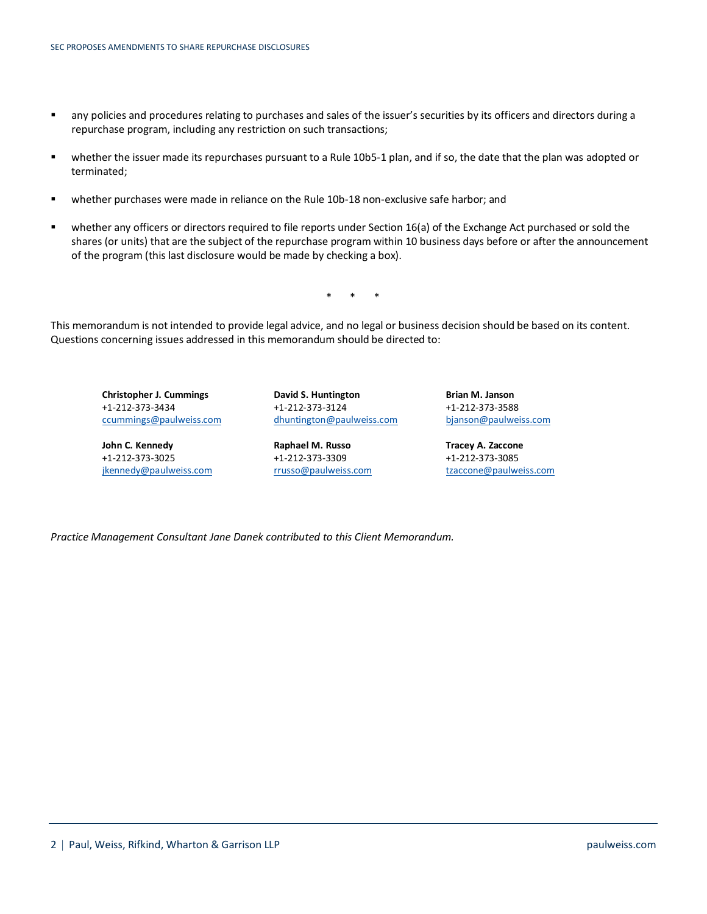- any policies and procedures relating to purchases and sales of the issuer's securities by its officers and directors during a repurchase program, including any restriction on such transactions;
- whether the issuer made its repurchases pursuant to a Rule 10b5-1 plan, and if so, the date that the plan was adopted or terminated;
- whether purchases were made in reliance on the Rule 10b-18 non-exclusive safe harbor; and
- whether any officers or directors required to file reports under Section 16(a) of the Exchange Act purchased or sold the shares (or units) that are the subject of the repurchase program within 10 business days before or after the announcement of the program (this last disclosure would be made by checking a box).

\* \* \*

This memorandum is not intended to provide legal advice, and no legal or business decision should be based on its content. Questions concerning issues addressed in this memorandum should be directed to:

**Christopher J. Cummings**
+1-212-373-3434
ccummings@paulweiss.com

**David S. Huntington**
+1-212-373-3124
dhuntington@paulweiss.com

**Brian M. Janson**
+1-212-373-3588
bjanson@paulweiss.com

**John C. Kennedy**
+1-212-373-3025
jkennedy@paulweiss.com

**Raphael M. Russo**
+1-212-373-3309
rrusso@paulweiss.com

**Tracey A. Zaccone**
+1-212-373-3085
tzaccone@paulweiss.com

*Practice Management Consultant Jane Danek contributed to this Client Memorandum.*